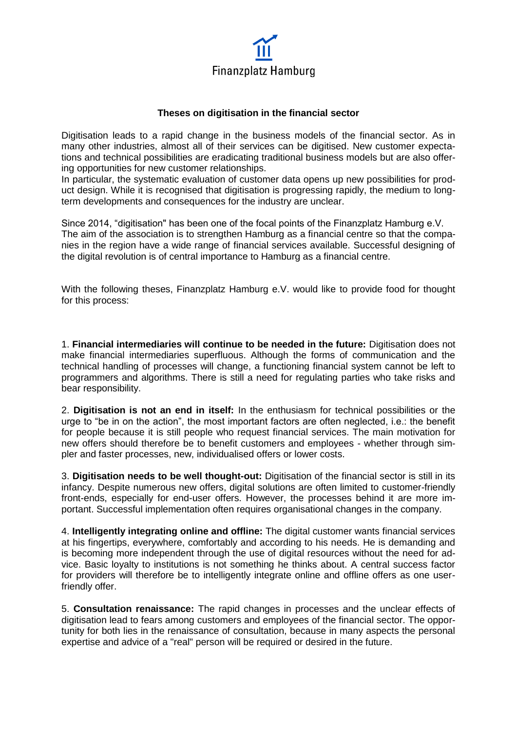Finanzplatz Hamburg

## Theses on digitisation in the financial sector

Digitisation leads to a rapid change in the business models of the financial sector. As in many other industries, almost all of their services can be digitised. New customer expectations and technical possibilities are eradicating traditional business models but are also offering opportunities for new customer relationships.
In particular, the systematic evaluation of customer data opens up new possibilities for product design. While it is recognised that digitisation is progressing rapidly, the medium to long-term developments and consequences for the industry are unclear.

Since 2014, "digitisation" has been one of the focal points of the Finanzplatz Hamburg e.V. The aim of the association is to strengthen Hamburg as a financial centre so that the companies in the region have a wide range of financial services available. Successful designing of the digital revolution is of central importance to Hamburg as a financial centre.

With the following theses, Finanzplatz Hamburg e.V. would like to provide food for thought for this process:

1. **Financial intermediaries will continue to be needed in the future:** Digitisation does not make financial intermediaries superfluous. Although the forms of communication and the technical handling of processes will change, a functioning financial system cannot be left to programmers and algorithms. There is still a need for regulating parties who take risks and bear responsibility.

2. **Digitisation is not an end in itself:** In the enthusiasm for technical possibilities or the urge to "be in on the action", the most important factors are often neglected, i.e.: the benefit for people because it is still people who request financial services. The main motivation for new offers should therefore be to benefit customers and employees - whether through simpler and faster processes, new, individualised offers or lower costs.

3. **Digitisation needs to be well thought-out:** Digitisation of the financial sector is still in its infancy. Despite numerous new offers, digital solutions are often limited to customer-friendly front-ends, especially for end-user offers. However, the processes behind it are more important. Successful implementation often requires organisational changes in the company.

4. **Intelligently integrating online and offline:** The digital customer wants financial services at his fingertips, everywhere, comfortably and according to his needs. He is demanding and is becoming more independent through the use of digital resources without the need for advice. Basic loyalty to institutions is not something he thinks about. A central success factor for providers will therefore be to intelligently integrate online and offline offers as one user-friendly offer.

5. **Consultation renaissance:** The rapid changes in processes and the unclear effects of digitisation lead to fears among customers and employees of the financial sector. The opportunity for both lies in the renaissance of consultation, because in many aspects the personal expertise and advice of a "real" person will be required or desired in the future.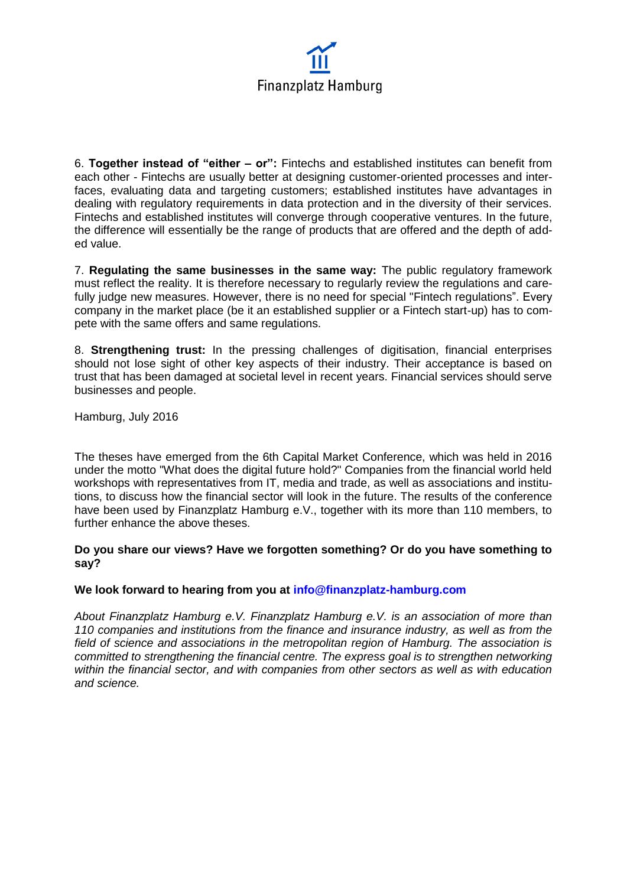6. **Together instead of "either – or":** Fintechs and established institutes can benefit from each other - Fintechs are usually better at designing customer-oriented processes and interfaces, evaluating data and targeting customers; established institutes have advantages in dealing with regulatory requirements in data protection and in the diversity of their services. Fintechs and established institutes will converge through cooperative ventures. In the future, the difference will essentially be the range of products that are offered and the depth of added value.

7. **Regulating the same businesses in the same way:** The public regulatory framework must reflect the reality. It is therefore necessary to regularly review the regulations and carefully judge new measures. However, there is no need for special "Fintech regulations". Every company in the market place (be it an established supplier or a Fintech start-up) has to compete with the same offers and same regulations.

8. **Strengthening trust:** In the pressing challenges of digitisation, financial enterprises should not lose sight of other key aspects of their industry. Their acceptance is based on trust that has been damaged at societal level in recent years. Financial services should serve businesses and people.

Hamburg, July 2016

The theses have emerged from the 6th Capital Market Conference, which was held in 2016 under the motto "What does the digital future hold?" Companies from the financial world held workshops with representatives from IT, media and trade, as well as associations and institutions, to discuss how the financial sector will look in the future. The results of the conference have been used by Finanzplatz Hamburg e.V., together with its more than 110 members, to further enhance the above theses.

**Do you share our views? Have we forgotten something? Or do you have something to say?**

**We look forward to hearing from you at info@finanzplatz-hamburg.com**

*About Finanzplatz Hamburg e.V. Finanzplatz Hamburg e.V. is an association of more than 110 companies and institutions from the finance and insurance industry, as well as from the field of science and associations in the metropolitan region of Hamburg. The association is committed to strengthening the financial centre. The express goal is to strengthen networking within the financial sector, and with companies from other sectors as well as with education and science.*